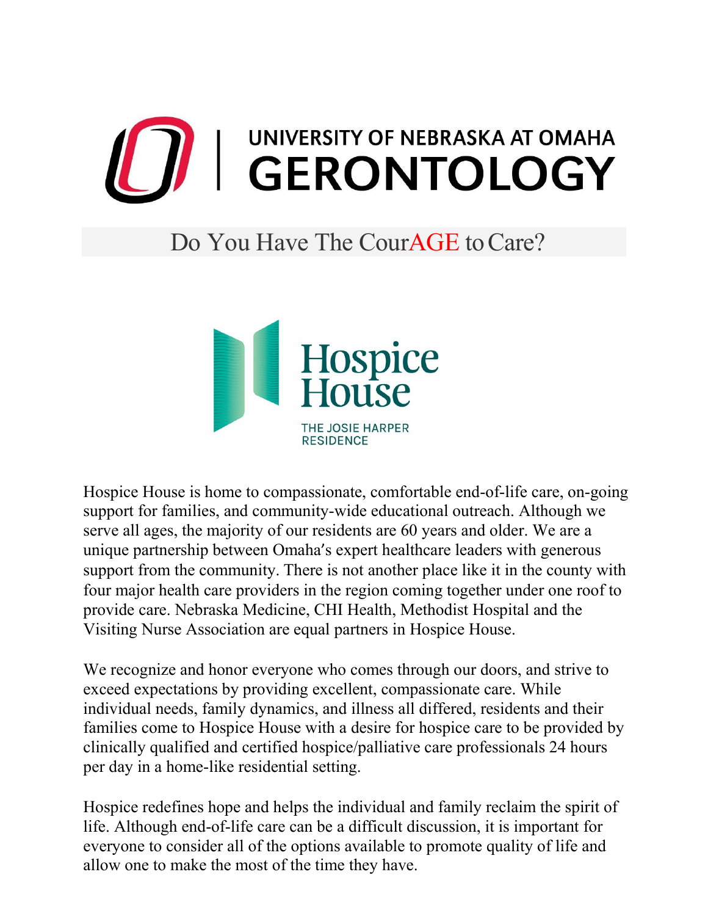# UNIVERSITY OF NEBRASKA AT OMAHA GERONTOLOGY

## Do You Have The CourAGE to Care?

**Hospice House**
THE JOSIE HARPER RESIDENCE

Hospice House is home to compassionate, comfortable end-of-life care, on-going support for families, and community-wide educational outreach. Although we serve all ages, the majority of our residents are 60 years and older. We are a unique partnership between Omaha's expert healthcare leaders with generous support from the community. There is not another place like it in the county with four major health care providers in the region coming together under one roof to provide care. Nebraska Medicine, CHI Health, Methodist Hospital and the Visiting Nurse Association are equal partners in Hospice House.

We recognize and honor everyone who comes through our doors, and strive to exceed expectations by providing excellent, compassionate care. While individual needs, family dynamics, and illness all differed, residents and their families come to Hospice House with a desire for hospice care to be provided by clinically qualified and certified hospice/palliative care professionals 24 hours per day in a home-like residential setting.

Hospice redefines hope and helps the individual and family reclaim the spirit of life. Although end-of-life care can be a difficult discussion, it is important for everyone to consider all of the options available to promote quality of life and allow one to make the most of the time they have.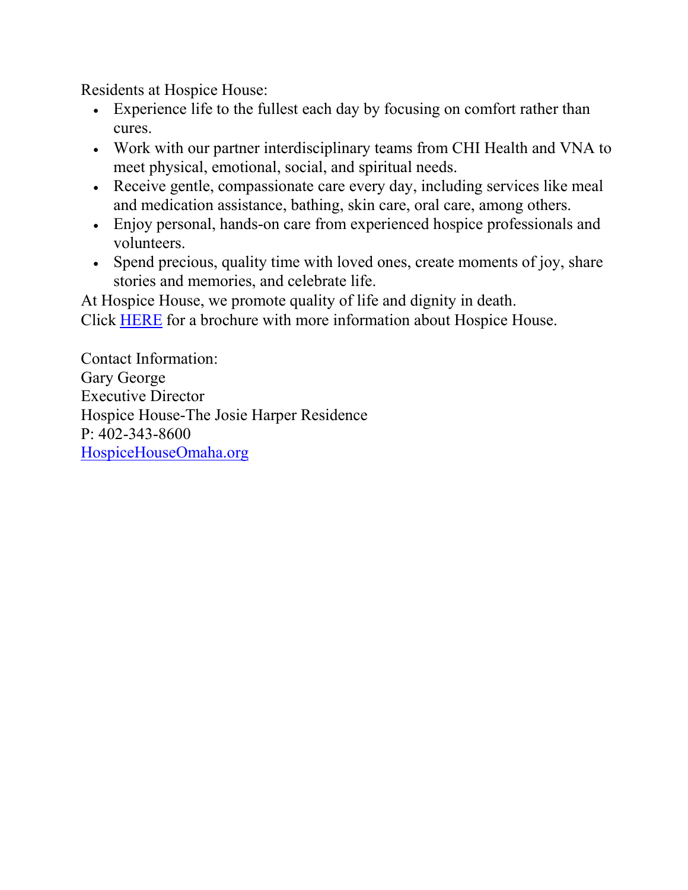Residents at Hospice House:

- Experience life to the fullest each day by focusing on comfort rather than cures.
- Work with our partner interdisciplinary teams from CHI Health and VNA to meet physical, emotional, social, and spiritual needs.
- Receive gentle, compassionate care every day, including services like meal and medication assistance, bathing, skin care, oral care, among others.
- Enjoy personal, hands-on care from experienced hospice professionals and volunteers.
- Spend precious, quality time with loved ones, create moments of joy, share stories and memories, and celebrate life.

At Hospice House, we promote quality of life and dignity in death.
Click HERE for a brochure with more information about Hospice House.

Contact Information:
Gary George
Executive Director
Hospice House-The Josie Harper Residence
P: 402-343-8600
HospiceHouseOmaha.org